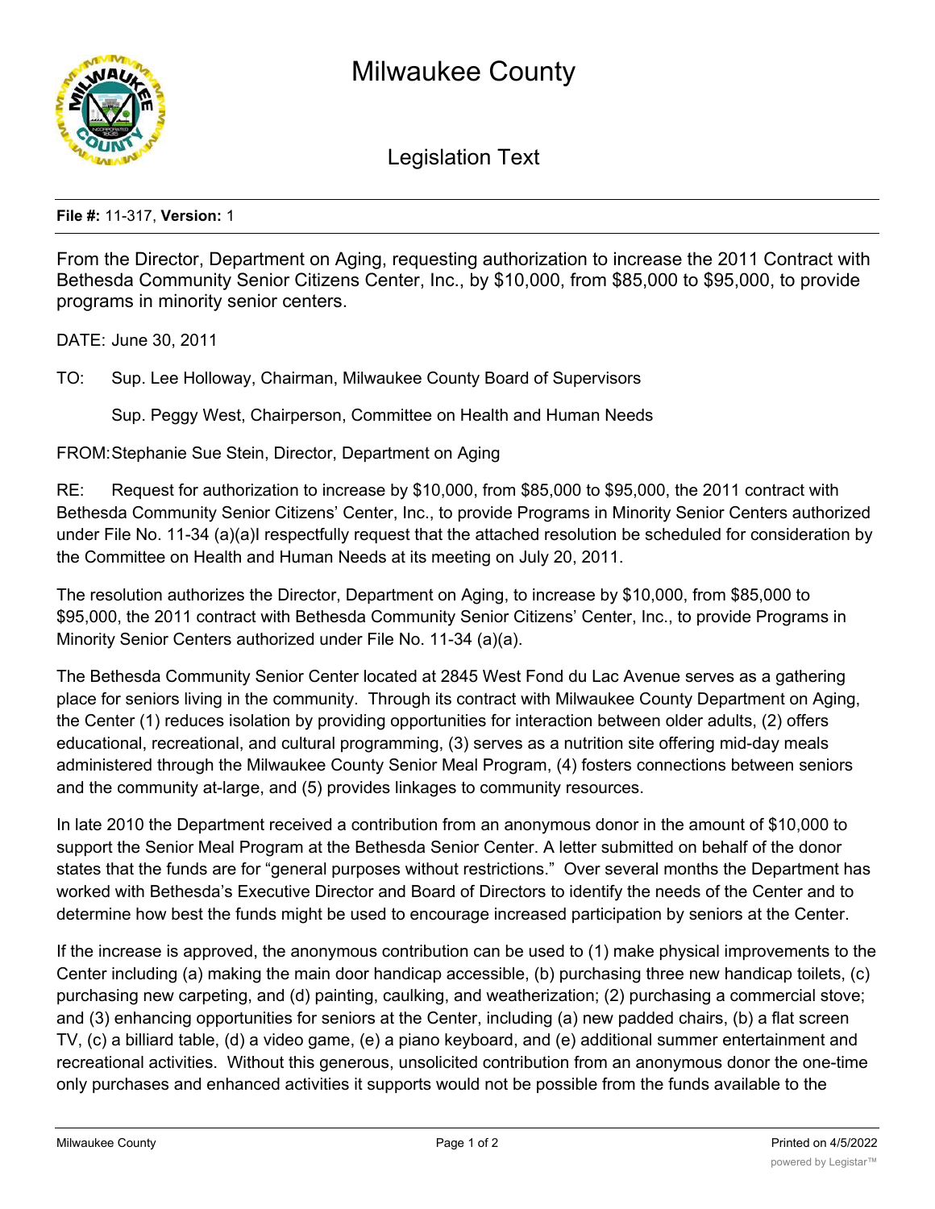# Milwaukee County

## Legislation Text

**File #:** 11-317, **Version:** 1

From the Director, Department on Aging, requesting authorization to increase the 2011 Contract with Bethesda Community Senior Citizens Center, Inc., by $10,000, from $85,000 to $95,000, to provide programs in minority senior centers.

DATE: June 30, 2011

TO: Sup. Lee Holloway, Chairman, Milwaukee County Board of Supervisors

Sup. Peggy West, Chairperson, Committee on Health and Human Needs

FROM: Stephanie Sue Stein, Director, Department on Aging

RE: Request for authorization to increase by $10,000, from $85,000 to $95,000, the 2011 contract with Bethesda Community Senior Citizens' Center, Inc., to provide Programs in Minority Senior Centers authorized under File No. 11-34 (a)(a)I respectfully request that the attached resolution be scheduled for consideration by the Committee on Health and Human Needs at its meeting on July 20, 2011.

The resolution authorizes the Director, Department on Aging, to increase by $10,000, from $85,000 to $95,000, the 2011 contract with Bethesda Community Senior Citizens' Center, Inc., to provide Programs in Minority Senior Centers authorized under File No. 11-34 (a)(a).

The Bethesda Community Senior Center located at 2845 West Fond du Lac Avenue serves as a gathering place for seniors living in the community. Through its contract with Milwaukee County Department on Aging, the Center (1) reduces isolation by providing opportunities for interaction between older adults, (2) offers educational, recreational, and cultural programming, (3) serves as a nutrition site offering mid-day meals administered through the Milwaukee County Senior Meal Program, (4) fosters connections between seniors and the community at-large, and (5) provides linkages to community resources.

In late 2010 the Department received a contribution from an anonymous donor in the amount of $10,000 to support the Senior Meal Program at the Bethesda Senior Center. A letter submitted on behalf of the donor states that the funds are for "general purposes without restrictions." Over several months the Department has worked with Bethesda's Executive Director and Board of Directors to identify the needs of the Center and to determine how best the funds might be used to encourage increased participation by seniors at the Center.

If the increase is approved, the anonymous contribution can be used to (1) make physical improvements to the Center including (a) making the main door handicap accessible, (b) purchasing three new handicap toilets, (c) purchasing new carpeting, and (d) painting, caulking, and weatherization; (2) purchasing a commercial stove; and (3) enhancing opportunities for seniors at the Center, including (a) new padded chairs, (b) a flat screen TV, (c) a billiard table, (d) a video game, (e) a piano keyboard, and (e) additional summer entertainment and recreational activities. Without this generous, unsolicited contribution from an anonymous donor the one-time only purchases and enhanced activities it supports would not be possible from the funds available to the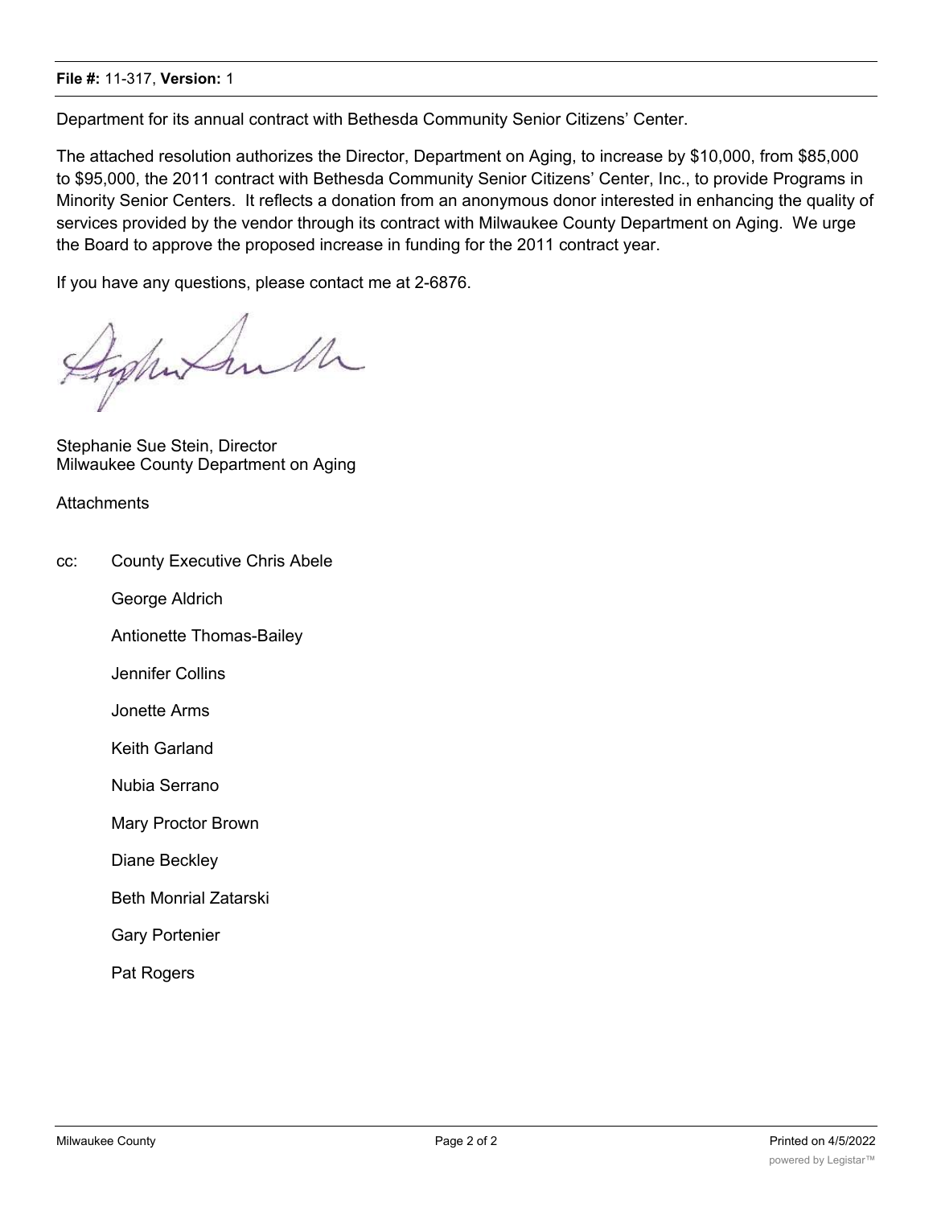**File #:** 11-317, **Version:** 1

Department for its annual contract with Bethesda Community Senior Citizens' Center.

The attached resolution authorizes the Director, Department on Aging, to increase by $10,000, from $85,000 to $95,000, the 2011 contract with Bethesda Community Senior Citizens' Center, Inc., to provide Programs in Minority Senior Centers. It reflects a donation from an anonymous donor interested in enhancing the quality of services provided by the vendor through its contract with Milwaukee County Department on Aging. We urge the Board to approve the proposed increase in funding for the 2011 contract year.

If you have any questions, please contact me at 2-6876.

Stephanie Sue Stein, Director
Milwaukee County Department on Aging

Attachments

cc: County Executive Chris Abele
George Aldrich
Antionette Thomas-Bailey
Jennifer Collins
Jonette Arms
Keith Garland
Nubia Serrano
Mary Proctor Brown
Diane Beckley
Beth Monrial Zatarski
Gary Portenier
Pat Rogers